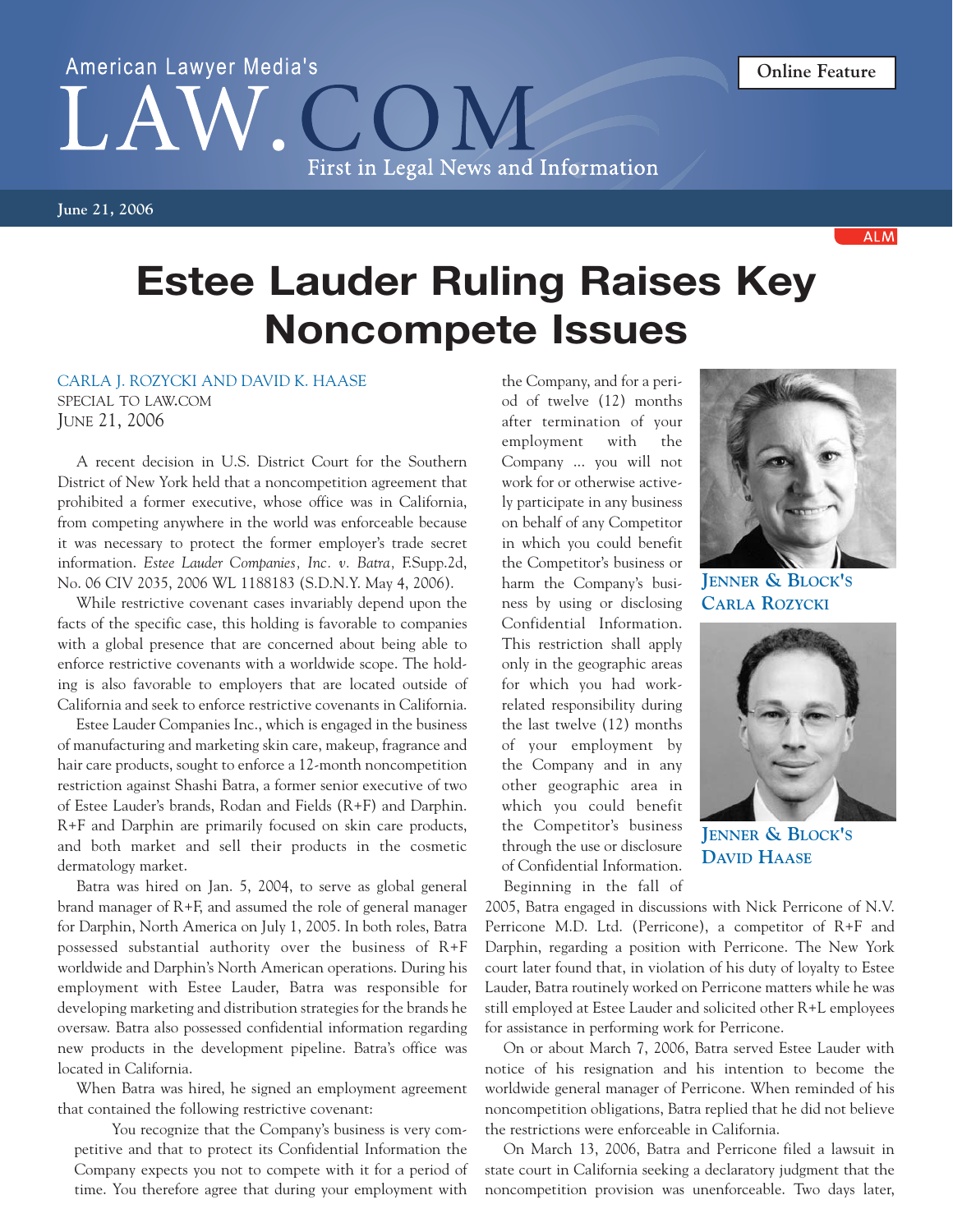American Lawyer Media's

LAW.COM

First in Legal News and Information

Online Feature

June 21, 2006

# Estee Lauder Ruling Raises Key Noncompete Issues

CARLA J. ROZYCKI AND DAVID K. HAASE
SPECIAL TO LAW.COM
JUNE 21, 2006

A recent decision in U.S. District Court for the Southern District of New York held that a noncompetition agreement that prohibited a former executive, whose office was in California, from competing anywhere in the world was enforceable because it was necessary to protect the former employer's trade secret information. *Estee Lauder Companies, Inc. v. Batra,* F.Supp.2d, No. 06 CIV 2035, 2006 WL 1188183 (S.D.N.Y. May 4, 2006).

While restrictive covenant cases invariably depend upon the facts of the specific case, this holding is favorable to companies with a global presence that are concerned about being able to enforce restrictive covenants with a worldwide scope. The holding is also favorable to employers that are located outside of California and seek to enforce restrictive covenants in California.

Estee Lauder Companies Inc., which is engaged in the business of manufacturing and marketing skin care, makeup, fragrance and hair care products, sought to enforce a 12-month noncompetition restriction against Shashi Batra, a former senior executive of two of Estee Lauder's brands, Rodan and Fields (R+F) and Darphin. R+F and Darphin are primarily focused on skin care products, and both market and sell their products in the cosmetic dermatology market.

Batra was hired on Jan. 5, 2004, to serve as global general brand manager of R+F, and assumed the role of general manager for Darphin, North America on July 1, 2005. In both roles, Batra possessed substantial authority over the business of R+F worldwide and Darphin's North American operations. During his employment with Estee Lauder, Batra was responsible for developing marketing and distribution strategies for the brands he oversaw. Batra also possessed confidential information regarding new products in the development pipeline. Batra's office was located in California.

When Batra was hired, he signed an employment agreement that contained the following restrictive covenant:

> You recognize that the Company's business is very competitive and that to protect its Confidential Information the Company expects you not to compete with it for a period of time. You therefore agree that during your employment with the Company, and for a period of twelve (12) months after termination of your employment with the Company ... you will not work for or otherwise actively participate in any business on behalf of any Competitor in which you could benefit the Competitor's business or harm the Company's business by using or disclosing Confidential Information. This restriction shall apply only in the geographic areas for which you had work-related responsibility during the last twelve (12) months of your employment by the Company and in any other geographic area in which you could benefit the Competitor's business through the use or disclosure of Confidential Information.

JENNER & BLOCK'S CARLA ROZYCKI

JENNER & BLOCK'S DAVID HAASE

Beginning in the fall of 2005, Batra engaged in discussions with Nick Perricone of N.V. Perricone M.D. Ltd. (Perricone), a competitor of R+F and Darphin, regarding a position with Perricone. The New York court later found that, in violation of his duty of loyalty to Estee Lauder, Batra routinely worked on Perricone matters while he was still employed at Estee Lauder and solicited other R+L employees for assistance in performing work for Perricone.

On or about March 7, 2006, Batra served Estee Lauder with notice of his resignation and his intention to become the worldwide general manager of Perricone. When reminded of his noncompetition obligations, Batra replied that he did not believe the restrictions were enforceable in California.

On March 13, 2006, Batra and Perricone filed a lawsuit in state court in California seeking a declaratory judgment that the noncompetition provision was unenforceable. Two days later,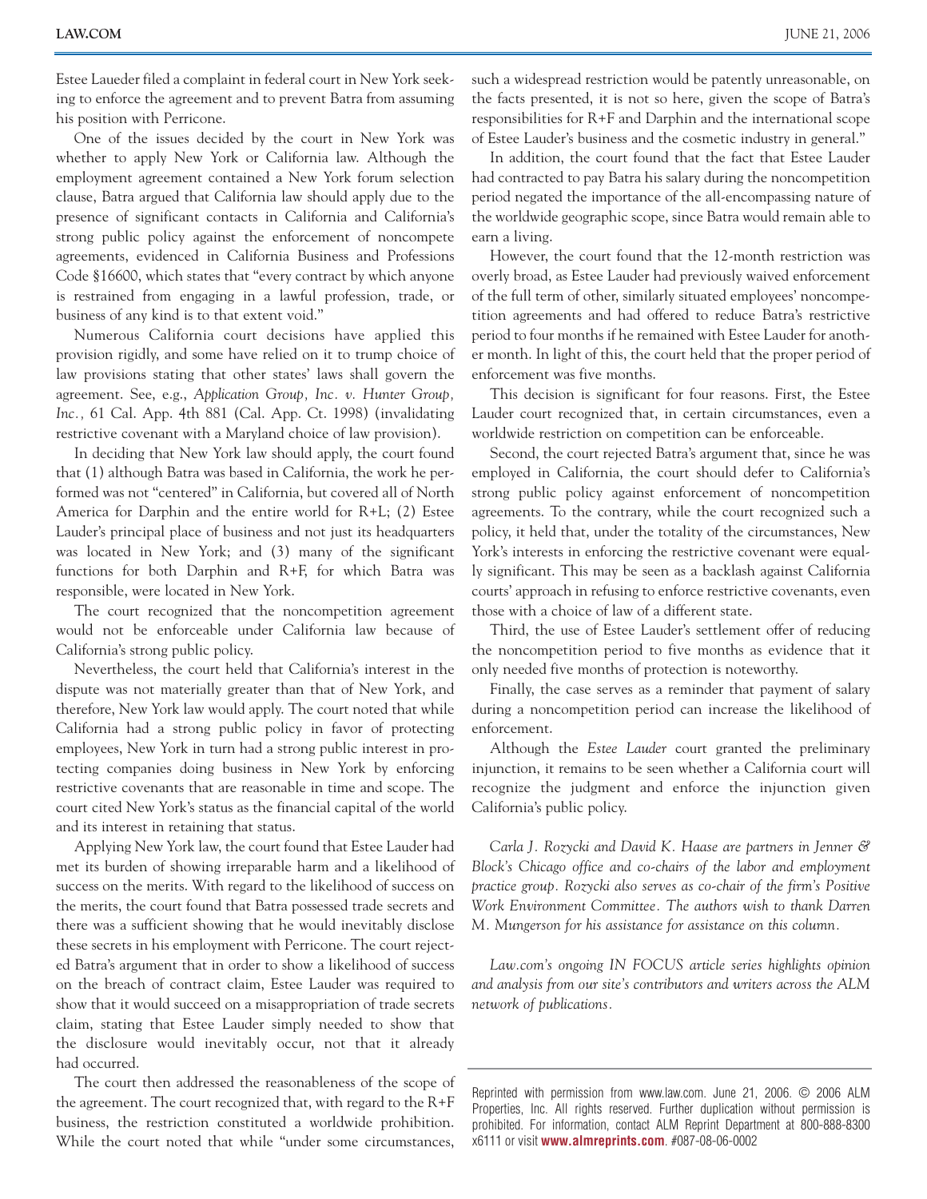Estee Laueder filed a complaint in federal court in New York seeking to enforce the agreement and to prevent Batra from assuming his position with Perricone.

One of the issues decided by the court in New York was whether to apply New York or California law. Although the employment agreement contained a New York forum selection clause, Batra argued that California law should apply due to the presence of significant contacts in California and California's strong public policy against the enforcement of noncompete agreements, evidenced in California Business and Professions Code §16600, which states that "every contract by which anyone is restrained from engaging in a lawful profession, trade, or business of any kind is to that extent void."

Numerous California court decisions have applied this provision rigidly, and some have relied on it to trump choice of law provisions stating that other states' laws shall govern the agreement. See, e.g., *Application Group, Inc. v. Hunter Group, Inc.*, 61 Cal. App. 4th 881 (Cal. App. Ct. 1998) (invalidating restrictive covenant with a Maryland choice of law provision).

In deciding that New York law should apply, the court found that (1) although Batra was based in California, the work he performed was not "centered" in California, but covered all of North America for Darphin and the entire world for R+L; (2) Estee Lauder's principal place of business and not just its headquarters was located in New York; and (3) many of the significant functions for both Darphin and R+F, for which Batra was responsible, were located in New York.

The court recognized that the noncompetition agreement would not be enforceable under California law because of California's strong public policy.

Nevertheless, the court held that California's interest in the dispute was not materially greater than that of New York, and therefore, New York law would apply. The court noted that while California had a strong public policy in favor of protecting employees, New York in turn had a strong public interest in protecting companies doing business in New York by enforcing restrictive covenants that are reasonable in time and scope. The court cited New York's status as the financial capital of the world and its interest in retaining that status.

Applying New York law, the court found that Estee Lauder had met its burden of showing irreparable harm and a likelihood of success on the merits. With regard to the likelihood of success on the merits, the court found that Batra possessed trade secrets and there was a sufficient showing that he would inevitably disclose these secrets in his employment with Perricone. The court rejected Batra's argument that in order to show a likelihood of success on the breach of contract claim, Estee Lauder was required to show that it would succeed on a misappropriation of trade secrets claim, stating that Estee Lauder simply needed to show that the disclosure would inevitably occur, not that it already had occurred.

The court then addressed the reasonableness of the scope of the agreement. The court recognized that, with regard to the R+F business, the restriction constituted a worldwide prohibition. While the court noted that while "under some circumstances, such a widespread restriction would be patently unreasonable, on the facts presented, it is not so here, given the scope of Batra's responsibilities for R+F and Darphin and the international scope of Estee Lauder's business and the cosmetic industry in general."

In addition, the court found that the fact that Estee Lauder had contracted to pay Batra his salary during the noncompetition period negated the importance of the all-encompassing nature of the worldwide geographic scope, since Batra would remain able to earn a living.

However, the court found that the 12-month restriction was overly broad, as Estee Lauder had previously waived enforcement of the full term of other, similarly situated employees' noncompetition agreements and had offered to reduce Batra's restrictive period to four months if he remained with Estee Lauder for another month. In light of this, the court held that the proper period of enforcement was five months.

This decision is significant for four reasons. First, the Estee Lauder court recognized that, in certain circumstances, even a worldwide restriction on competition can be enforceable.

Second, the court rejected Batra's argument that, since he was employed in California, the court should defer to California's strong public policy against enforcement of noncompetition agreements. To the contrary, while the court recognized such a policy, it held that, under the totality of the circumstances, New York's interests in enforcing the restrictive covenant were equally significant. This may be seen as a backlash against California courts' approach in refusing to enforce restrictive covenants, even those with a choice of law of a different state.

Third, the use of Estee Lauder's settlement offer of reducing the noncompetition period to five months as evidence that it only needed five months of protection is noteworthy.

Finally, the case serves as a reminder that payment of salary during a noncompetition period can increase the likelihood of enforcement.

Although the *Estee Lauder* court granted the preliminary injunction, it remains to be seen whether a California court will recognize the judgment and enforce the injunction given California's public policy.

*Carla J. Rozycki and David K. Haase are partners in Jenner & Block's Chicago office and co-chairs of the labor and employment practice group. Rozycki also serves as co-chair of the firm's Positive Work Environment Committee. The authors wish to thank Darren M. Mungerson for his assistance for assistance on this column.*

*Law.com's ongoing IN FOCUS article series highlights opinion and analysis from our site's contributors and writers across the ALM network of publications.*

Reprinted with permission from www.law.com. June 21, 2006. © 2006 ALM Properties, Inc. All rights reserved. Further duplication without permission is prohibited. For information, contact ALM Reprint Department at 800-888-8300 x6111 or visit **www.almreprints.com**. #087-08-06-0002